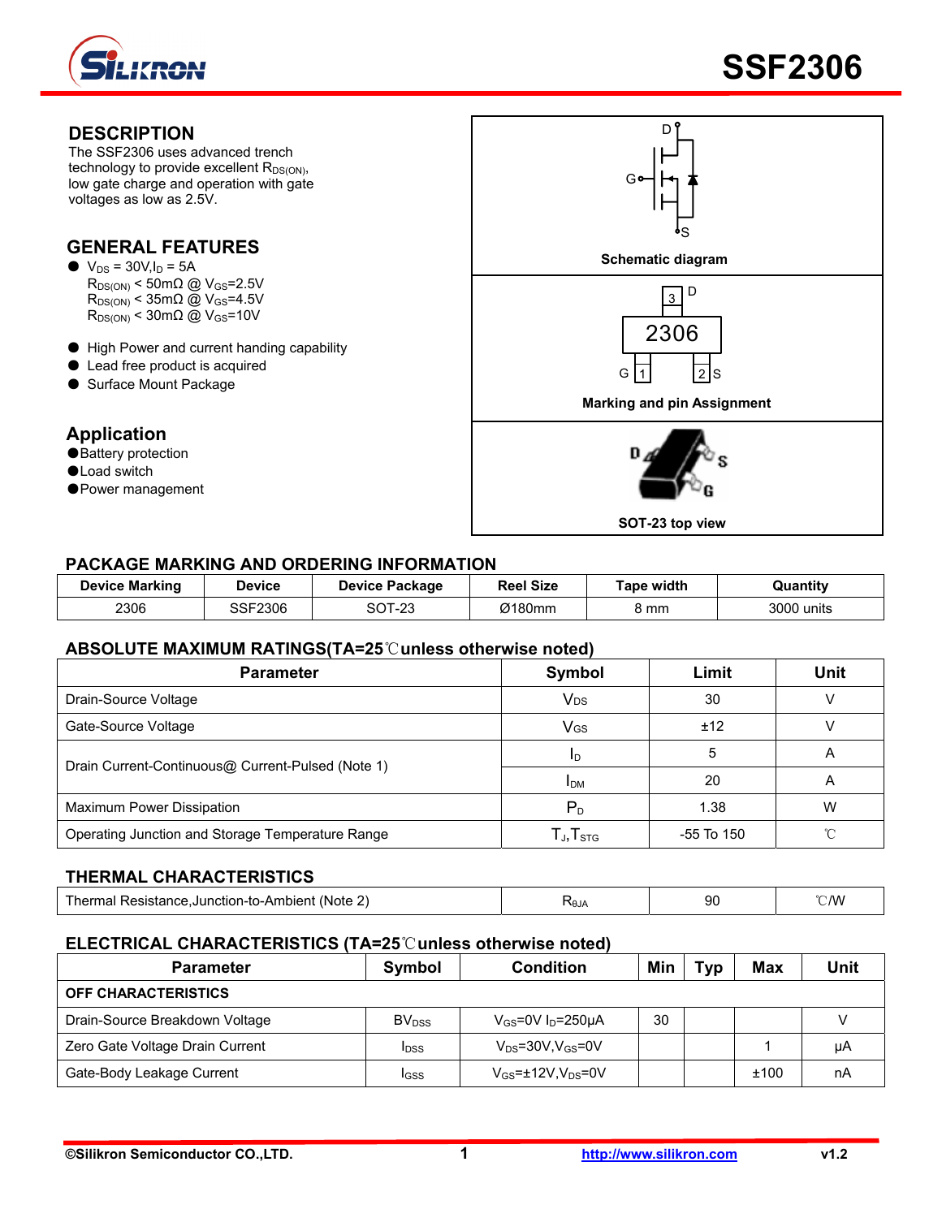# SSF2306

## DESCRIPTION

The SSF2306 uses advanced trench technology to provide excellent $R_{DS(ON)}$, low gate charge and operation with gate voltages as low as 2.5V.

## GENERAL FEATURES

- $V_{DS}$ = 30V, $I_D$ = 5A
  $R_{DS(ON)}$ < 50mΩ @ $V_{GS}$=2.5V
  $R_{DS(ON)}$ < 35mΩ @ $V_{GS}$=4.5V
  $R_{DS(ON)}$ < 30mΩ @ $V_{GS}$=10V
- High Power and current handing capability
- Lead free product is acquired
- Surface Mount Package

## Application

- Battery protection
- Load switch
- Power management

Schematic diagram

Marking and pin Assignment

SOT-23 top view

## PACKAGE MARKING AND ORDERING INFORMATION

| Device Marking | Device | Device Package | Reel Size | Tape width | Quantity |
|---|---|---|---|---|---|
| 2306 | SSF2306 | SOT-23 | Ø180mm | 8 mm | 3000 units |

## ABSOLUTE MAXIMUM RATINGS(TA=25℃unless otherwise noted)

| Parameter | Symbol | Limit | Unit |
|---|---|---|---|
| Drain-Source Voltage | $V_{DS}$ | 30 | V |
| Gate-Source Voltage | $V_{GS}$ | ±12 | V |
| Drain Current-Continuous@ Current-Pulsed (Note 1) | $I_D$ | 5 | A |
| | $I_{DM}$ | 20 | A |
| Maximum Power Dissipation | $P_D$ | 1.38 | W |
| Operating Junction and Storage Temperature Range | $T_J$,$T_{STG}$ | -55 To 150 | ℃ |

## THERMAL CHARACTERISTICS

| Parameter | Symbol | Limit | Unit |
|---|---|---|---|
| Thermal Resistance,Junction-to-Ambient (Note 2) | $R_{\theta JA}$ | 90 | ℃/W |

## ELECTRICAL CHARACTERISTICS (TA=25℃unless otherwise noted)

| Parameter | Symbol | Condition | Min | Typ | Max | Unit |
|---|---|---|---|---|---|---|
| **OFF CHARACTERISTICS** | | | | | | |
| Drain-Source Breakdown Voltage | $BV_{DSS}$ | $V_{GS}$=0V $I_D$=250μA | 30 | | | V |
| Zero Gate Voltage Drain Current | $I_{DSS}$ | $V_{DS}$=30V,$V_{GS}$=0V | | | 1 | μA |
| Gate-Body Leakage Current | $I_{GSS}$ | $V_{GS}$=±12V,$V_{DS}$=0V | | | ±100 | nA |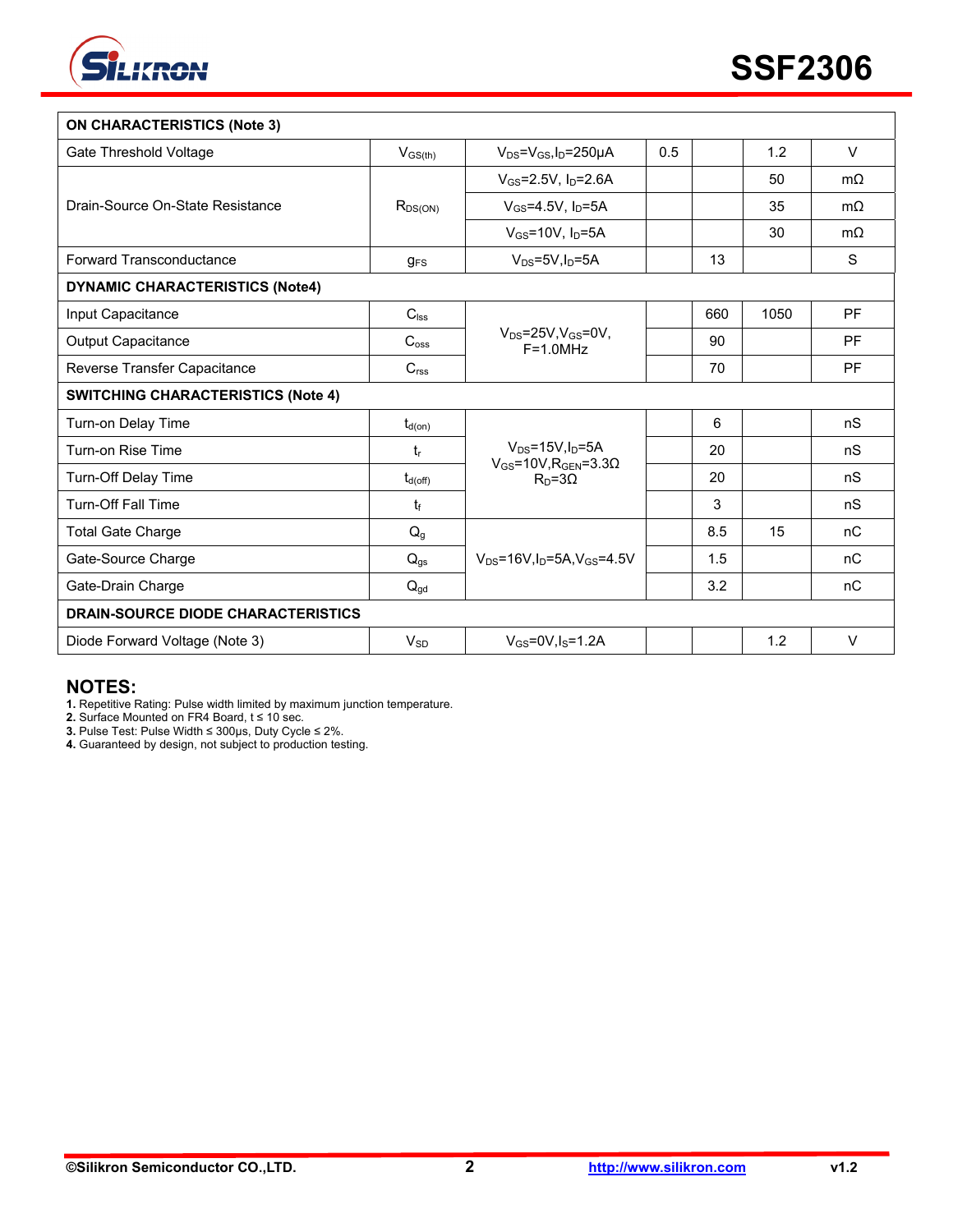| ON CHARACTERISTICS (Note 3) | | | | | | |
|---|---|---|---|---|---|---|
| Gate Threshold Voltage | $V_{GS(th)}$ | $V_{DS}=V_{GS}$,$I_D$=250μA | 0.5 | | 1.2 | V |
| Drain-Source On-State Resistance | $R_{DS(ON)}$ | $V_{GS}$=2.5V, $I_D$=2.6A | | | 50 | mΩ |
| | | $V_{GS}$=4.5V, $I_D$=5A | | | 35 | mΩ |
| | | $V_{GS}$=10V, $I_D$=5A | | | 30 | mΩ |
| Forward Transconductance | $g_{FS}$ | $V_{DS}$=5V,$I_D$=5A | | 13 | | S |
| **DYNAMIC CHARACTERISTICS (Note4)** | | | | | | |
| Input Capacitance | $C_{iss}$ | $V_{DS}$=25V,$V_{GS}$=0V, F=1.0MHz | | 660 | 1050 | PF |
| Output Capacitance | $C_{oss}$ | | | 90 | | PF |
| Reverse Transfer Capacitance | $C_{rss}$ | | | 70 | | PF |
| **SWITCHING CHARACTERISTICS (Note 4)** | | | | | | |
| Turn-on Delay Time | $t_{d(on)}$ | $V_{DS}$=15V,$I_D$=5A $V_{GS}$=10V,$R_{GEN}$=3.3Ω $R_D$=3Ω | | 6 | | nS |
| Turn-on Rise Time | $t_r$ | | | 20 | | nS |
| Turn-Off Delay Time | $t_{d(off)}$ | | | 20 | | nS |
| Turn-Off Fall Time | $t_f$ | | | 3 | | nS |
| Total Gate Charge | $Q_g$ | $V_{DS}$=16V,$I_D$=5A,$V_{GS}$=4.5V | | 8.5 | 15 | nC |
| Gate-Source Charge | $Q_{gs}$ | | | 1.5 | | nC |
| Gate-Drain Charge | $Q_{gd}$ | | | 3.2 | | nC |
| **DRAIN-SOURCE DIODE CHARACTERISTICS** | | | | | | |
| Diode Forward Voltage (Note 3) | $V_{SD}$ | $V_{GS}$=0V,$I_S$=1.2A | | | 1.2 | V |

## NOTES:

**1.** Repetitive Rating: Pulse width limited by maximum junction temperature.
**2.** Surface Mounted on FR4 Board, t ≤ 10 sec.
**3.** Pulse Test: Pulse Width ≤ 300μs, Duty Cycle ≤ 2%.
**4.** Guaranteed by design, not subject to production testing.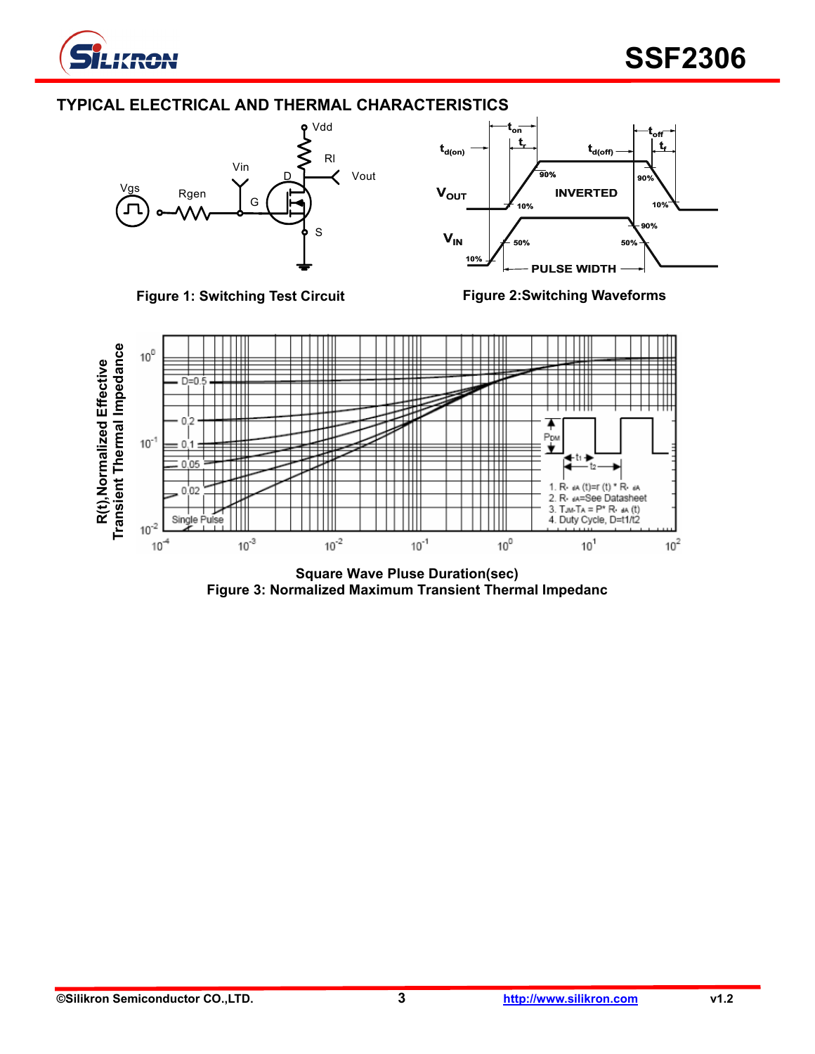## TYPICAL ELECTRICAL AND THERMAL CHARACTERISTICS

Figure 1: Switching Test Circuit

Figure 2:Switching Waveforms

Square Wave Pluse Duration(sec)

Figure 3: Normalized Maximum Transient Thermal Impedanc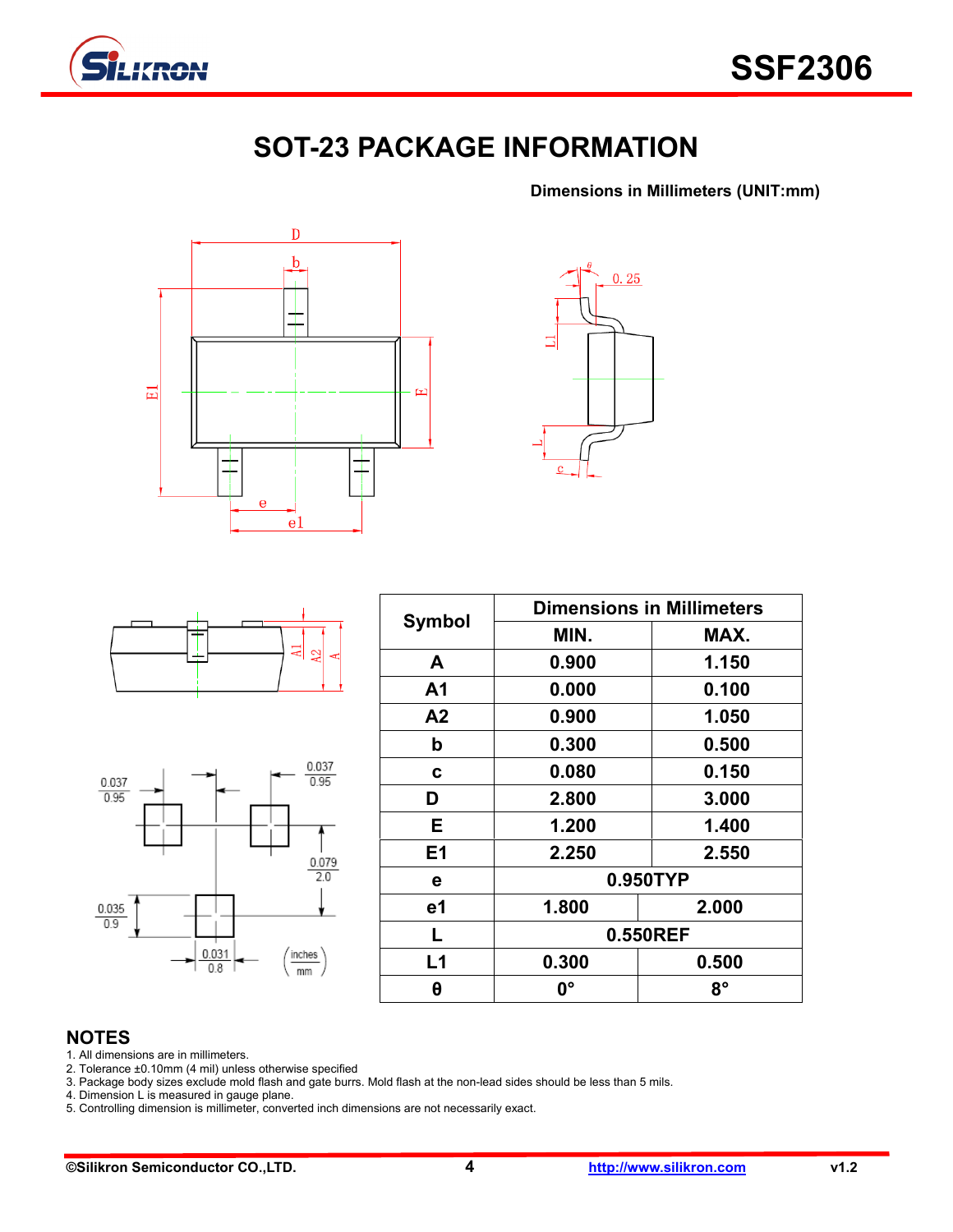# SOT-23 PACKAGE INFORMATION

**Dimensions in Millimeters (UNIT:mm)**

| Symbol | Dimensions in Millimeters | |
|---|---|---|
| | MIN. | MAX. |
| A | 0.900 | 1.150 |
| A1 | 0.000 | 0.100 |
| A2 | 0.900 | 1.050 |
| b | 0.300 | 0.500 |
| c | 0.080 | 0.150 |
| D | 2.800 | 3.000 |
| E | 1.200 | 1.400 |
| E1 | 2.250 | 2.550 |
| e | 0.950TYP | |
| e1 | 1.800 | 2.000 |
| L | 0.550REF | |
| L1 | 0.300 | 0.500 |
| θ | 0° | 8° |

## NOTES

1. All dimensions are in millimeters.
2. Tolerance ±0.10mm (4 mil) unless otherwise specified
3. Package body sizes exclude mold flash and gate burrs. Mold flash at the non-lead sides should be less than 5 mils.
4. Dimension L is measured in gauge plane.
5. Controlling dimension is millimeter, converted inch dimensions are not necessarily exact.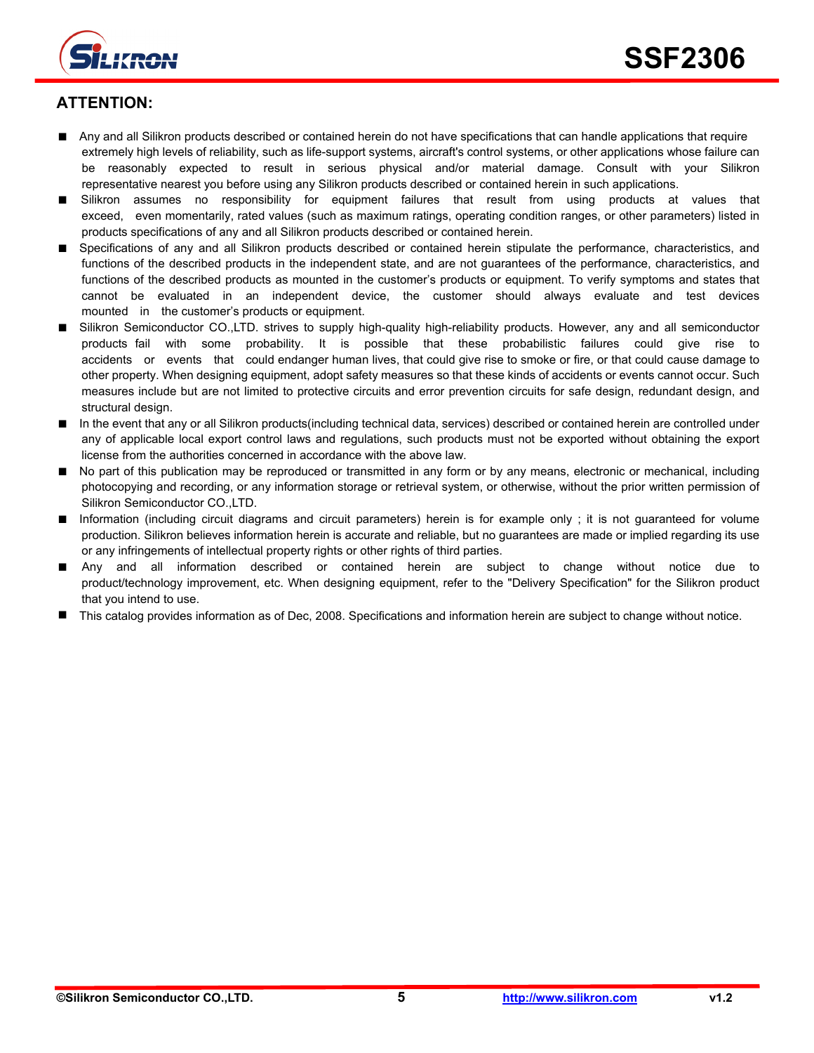## ATTENTION:

- Any and all Silikron products described or contained herein do not have specifications that can handle applications that require extremely high levels of reliability, such as life-support systems, aircraft's control systems, or other applications whose failure can be reasonably expected to result in serious physical and/or material damage. Consult with your Silikron representative nearest you before using any Silikron products described or contained herein in such applications.
- Silikron assumes no responsibility for equipment failures that result from using products at values that exceed, even momentarily, rated values (such as maximum ratings, operating condition ranges, or other parameters) listed in products specifications of any and all Silikron products described or contained herein.
- Specifications of any and all Silikron products described or contained herein stipulate the performance, characteristics, and functions of the described products in the independent state, and are not guarantees of the performance, characteristics, and functions of the described products as mounted in the customer's products or equipment. To verify symptoms and states that cannot be evaluated in an independent device, the customer should always evaluate and test devices mounted in the customer's products or equipment.
- Silikron Semiconductor CO.,LTD. strives to supply high-quality high-reliability products. However, any and all semiconductor products fail with some probability. It is possible that these probabilistic failures could give rise to accidents or events that could endanger human lives, that could give rise to smoke or fire, or that could cause damage to other property. When designing equipment, adopt safety measures so that these kinds of accidents or events cannot occur. Such measures include but are not limited to protective circuits and error prevention circuits for safe design, redundant design, and structural design.
- In the event that any or all Silikron products(including technical data, services) described or contained herein are controlled under any of applicable local export control laws and regulations, such products must not be exported without obtaining the export license from the authorities concerned in accordance with the above law.
- No part of this publication may be reproduced or transmitted in any form or by any means, electronic or mechanical, including photocopying and recording, or any information storage or retrieval system, or otherwise, without the prior written permission of Silikron Semiconductor CO.,LTD.
- Information (including circuit diagrams and circuit parameters) herein is for example only ; it is not guaranteed for volume production. Silikron believes information herein is accurate and reliable, but no guarantees are made or implied regarding its use or any infringements of intellectual property rights or other rights of third parties.
- Any and all information described or contained herein are subject to change without notice due to product/technology improvement, etc. When designing equipment, refer to the "Delivery Specification" for the Silikron product that you intend to use.
- This catalog provides information as of Dec, 2008. Specifications and information herein are subject to change without notice.